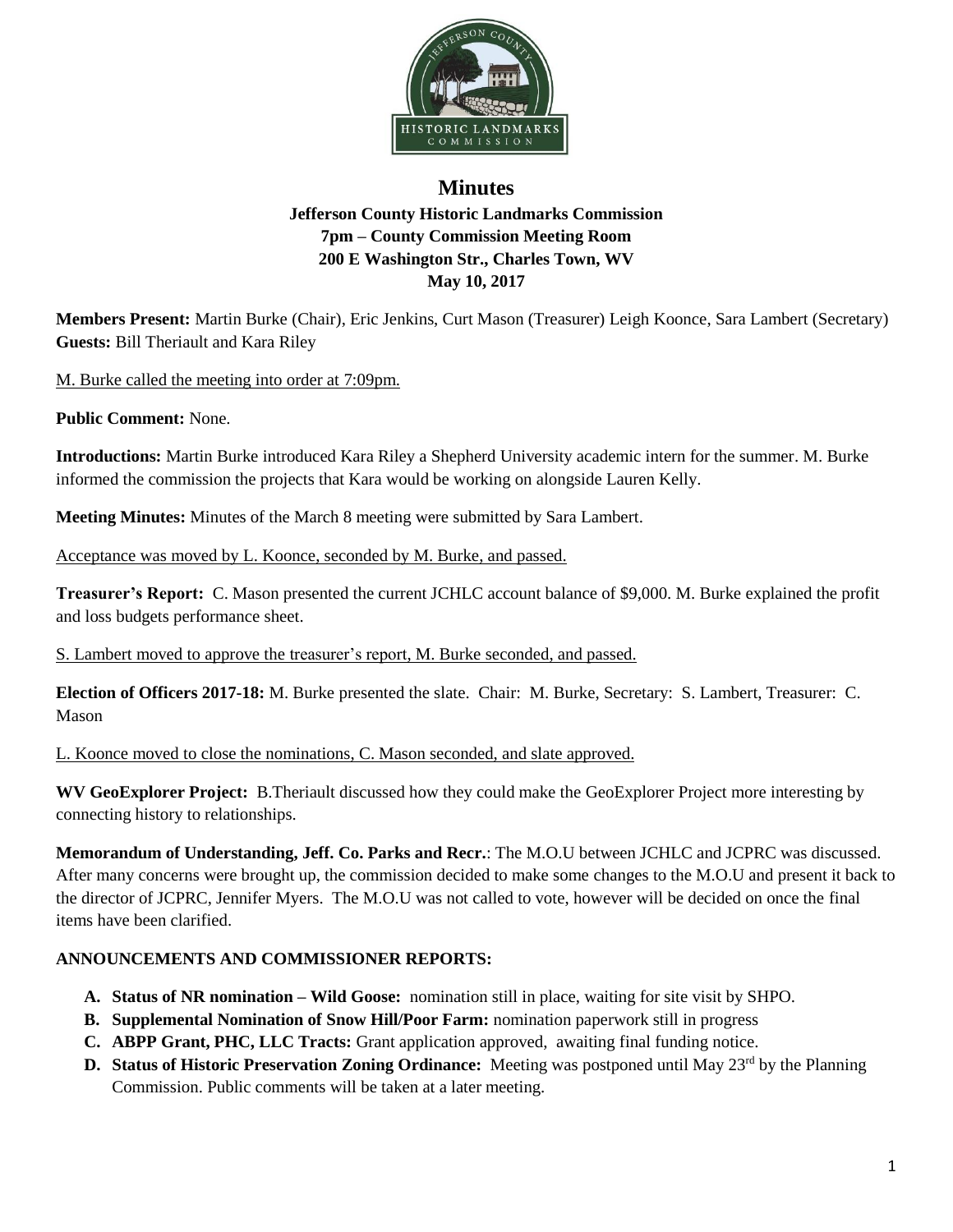# Minutes

**Jefferson County Historic Landmarks Commission**
**7pm – County Commission Meeting Room**
**200 E Washington Str., Charles Town, WV**
**May 10, 2017**

**Members Present:** Martin Burke (Chair), Eric Jenkins, Curt Mason (Treasurer) Leigh Koonce, Sara Lambert (Secretary)
**Guests:** Bill Theriault and Kara Riley

M. Burke called the meeting into order at 7:09pm.

**Public Comment:** None.

**Introductions:** Martin Burke introduced Kara Riley a Shepherd University academic intern for the summer. M. Burke informed the commission the projects that Kara would be working on alongside Lauren Kelly.

**Meeting Minutes:** Minutes of the March 8 meeting were submitted by Sara Lambert.

Acceptance was moved by L. Koonce, seconded by M. Burke, and passed.

**Treasurer's Report:** C. Mason presented the current JCHLC account balance of $9,000. M. Burke explained the profit and loss budgets performance sheet.

S. Lambert moved to approve the treasurer's report, M. Burke seconded, and passed.

**Election of Officers 2017-18:** M. Burke presented the slate. Chair: M. Burke, Secretary: S. Lambert, Treasurer: C. Mason

L. Koonce moved to close the nominations, C. Mason seconded, and slate approved.

**WV GeoExplorer Project:** B.Theriault discussed how they could make the GeoExplorer Project more interesting by connecting history to relationships.

**Memorandum of Understanding, Jeff. Co. Parks and Recr.**: The M.O.U between JCHLC and JCPRC was discussed. After many concerns were brought up, the commission decided to make some changes to the M.O.U and present it back to the director of JCPRC, Jennifer Myers. The M.O.U was not called to vote, however will be decided on once the final items have been clarified.

**ANNOUNCEMENTS AND COMMISSIONER REPORTS:**

A. **Status of NR nomination – Wild Goose:** nomination still in place, waiting for site visit by SHPO.
B. **Supplemental Nomination of Snow Hill/Poor Farm:** nomination paperwork still in progress
C. **ABPP Grant, PHC, LLC Tracts:** Grant application approved, awaiting final funding notice.
D. **Status of Historic Preservation Zoning Ordinance:** Meeting was postponed until May 23rd by the Planning Commission. Public comments will be taken at a later meeting.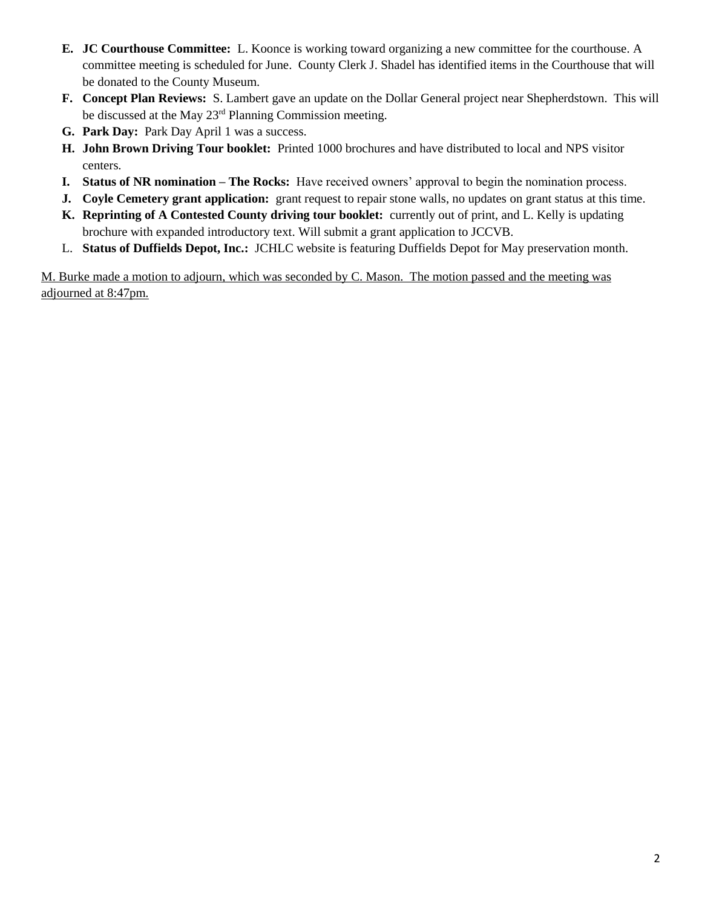E. **JC Courthouse Committee:** L. Koonce is working toward organizing a new committee for the courthouse. A committee meeting is scheduled for June. County Clerk J. Shadel has identified items in the Courthouse that will be donated to the County Museum.
F. **Concept Plan Reviews:** S. Lambert gave an update on the Dollar General project near Shepherdstown. This will be discussed at the May 23rd Planning Commission meeting.
G. **Park Day:** Park Day April 1 was a success.
H. **John Brown Driving Tour booklet:** Printed 1000 brochures and have distributed to local and NPS visitor centers.
I. **Status of NR nomination – The Rocks:** Have received owners' approval to begin the nomination process.
J. **Coyle Cemetery grant application:** grant request to repair stone walls, no updates on grant status at this time.
K. **Reprinting of A Contested County driving tour booklet:** currently out of print, and L. Kelly is updating brochure with expanded introductory text. Will submit a grant application to JCCVB.
L. **Status of Duffields Depot, Inc.:** JCHLC website is featuring Duffields Depot for May preservation month.

<u>M. Burke made a motion to adjourn, which was seconded by C. Mason. The motion passed and the meeting was adjourned at 8:47pm.</u>